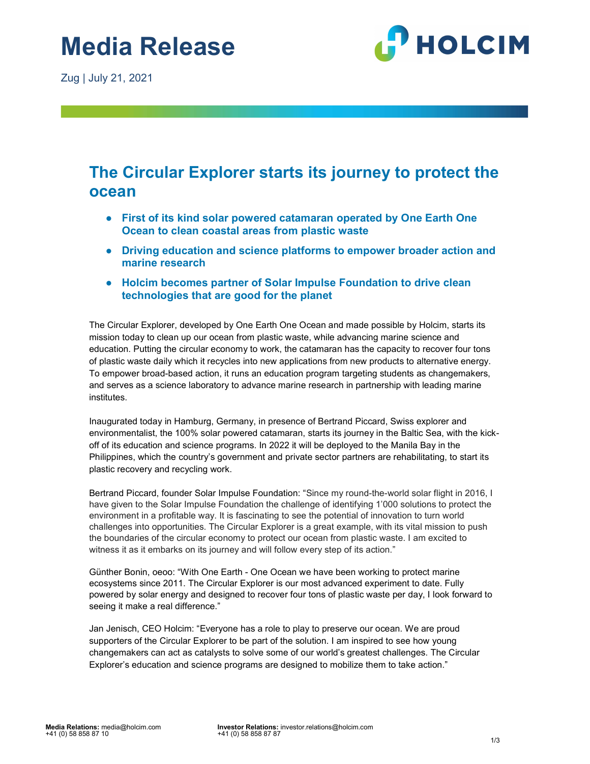# Media Release

Zug | July 21, 2021

## The Circular Explorer starts its journey to protect the ocean

- **First of its kind solar powered catamaran operated by One Earth One Ocean to clean coastal areas from plastic waste**
- **Driving education and science platforms to empower broader action and marine research**
- **Holcim becomes partner of Solar Impulse Foundation to drive clean technologies that are good for the planet**

The Circular Explorer, developed by One Earth One Ocean and made possible by Holcim, starts its mission today to clean up our ocean from plastic waste, while advancing marine science and education. Putting the circular economy to work, the catamaran has the capacity to recover four tons of plastic waste daily which it recycles into new applications from new products to alternative energy. To empower broad-based action, it runs an education program targeting students as changemakers, and serves as a science laboratory to advance marine research in partnership with leading marine institutes.

Inaugurated today in Hamburg, Germany, in presence of Bertrand Piccard, Swiss explorer and environmentalist, the 100% solar powered catamaran, starts its journey in the Baltic Sea, with the kick-off of its education and science programs. In 2022 it will be deployed to the Manila Bay in the Philippines, which the country's government and private sector partners are rehabilitating, to start its plastic recovery and recycling work.

Bertrand Piccard, founder Solar Impulse Foundation: "Since my round-the-world solar flight in 2016, I have given to the Solar Impulse Foundation the challenge of identifying 1'000 solutions to protect the environment in a profitable way. It is fascinating to see the potential of innovation to turn world challenges into opportunities. The Circular Explorer is a great example, with its vital mission to push the boundaries of the circular economy to protect our ocean from plastic waste. I am excited to witness it as it embarks on its journey and will follow every step of its action."

Günther Bonin, oeoo: "With One Earth - One Ocean we have been working to protect marine ecosystems since 2011. The Circular Explorer is our most advanced experiment to date. Fully powered by solar energy and designed to recover four tons of plastic waste per day, I look forward to seeing it make a real difference."

Jan Jenisch, CEO Holcim: "Everyone has a role to play to preserve our ocean. We are proud supporters of the Circular Explorer to be part of the solution. I am inspired to see how young changemakers can act as catalysts to solve some of our world's greatest challenges. The Circular Explorer's education and science programs are designed to mobilize them to take action."

**Media Relations:** media@holcim.com
+41 (0) 58 858 87 10

**Investor Relations:** investor.relations@holcim.com
+41 (0) 58 858 87 87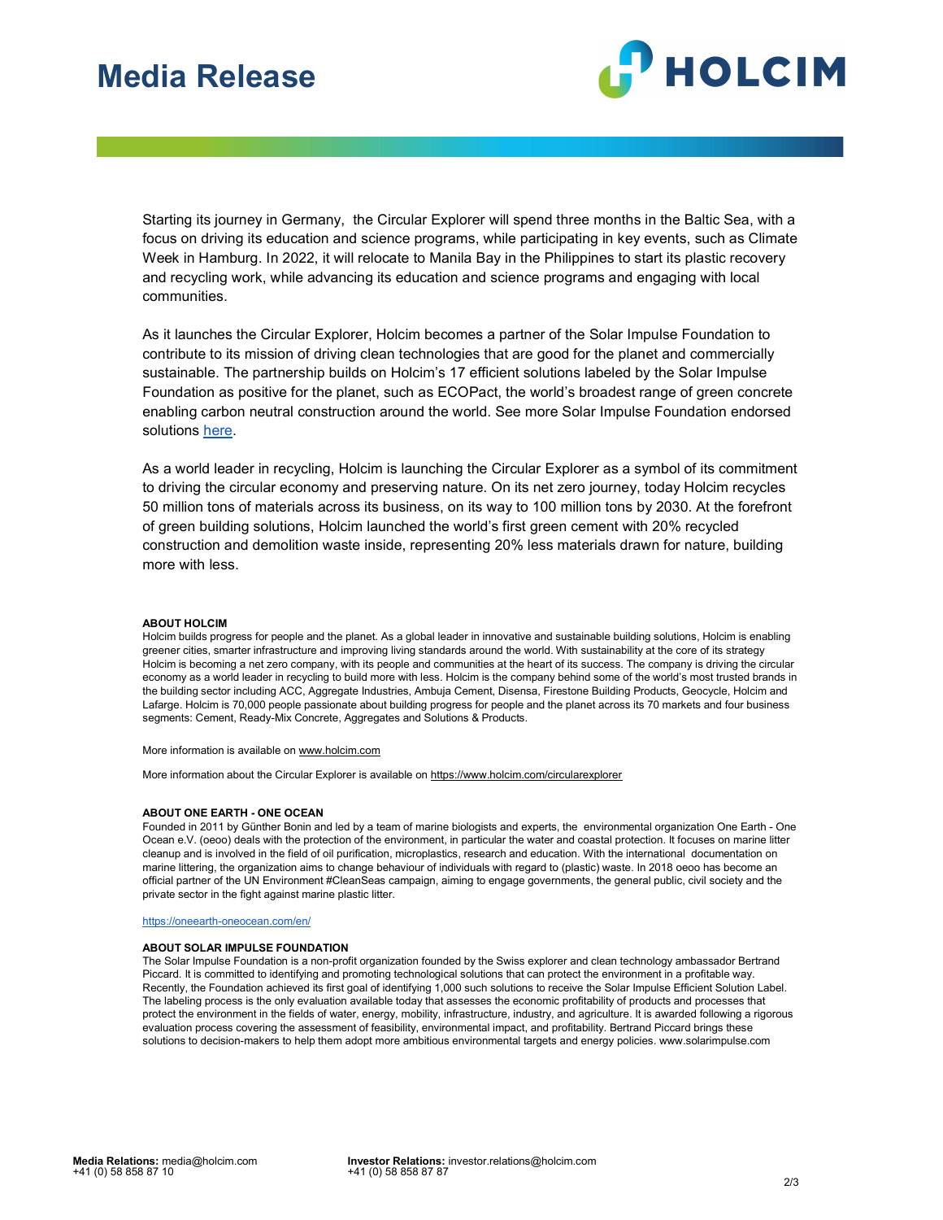Starting its journey in Germany, the Circular Explorer will spend three months in the Baltic Sea, with a focus on driving its education and science programs, while participating in key events, such as Climate Week in Hamburg. In 2022, it will relocate to Manila Bay in the Philippines to start its plastic recovery and recycling work, while advancing its education and science programs and engaging with local communities.

As it launches the Circular Explorer, Holcim becomes a partner of the Solar Impulse Foundation to contribute to its mission of driving clean technologies that are good for the planet and commercially sustainable. The partnership builds on Holcim's 17 efficient solutions labeled by the Solar Impulse Foundation as positive for the planet, such as ECOPact, the world's broadest range of green concrete enabling carbon neutral construction around the world. See more Solar Impulse Foundation endorsed solutions here.

As a world leader in recycling, Holcim is launching the Circular Explorer as a symbol of its commitment to driving the circular economy and preserving nature. On its net zero journey, today Holcim recycles 50 million tons of materials across its business, on its way to 100 million tons by 2030. At the forefront of green building solutions, Holcim launched the world's first green cement with 20% recycled construction and demolition waste inside, representing 20% less materials drawn for nature, building more with less.

**ABOUT HOLCIM**

Holcim builds progress for people and the planet. As a global leader in innovative and sustainable building solutions, Holcim is enabling greener cities, smarter infrastructure and improving living standards around the world. With sustainability at the core of its strategy Holcim is becoming a net zero company, with its people and communities at the heart of its success. The company is driving the circular economy as a world leader in recycling to build more with less. Holcim is the company behind some of the world's most trusted brands in the building sector including ACC, Aggregate Industries, Ambuja Cement, Disensa, Firestone Building Products, Geocycle, Holcim and Lafarge. Holcim is 70,000 people passionate about building progress for people and the planet across its 70 markets and four business segments: Cement, Ready-Mix Concrete, Aggregates and Solutions & Products.

More information is available on www.holcim.com

More information about the Circular Explorer is available on https://www.holcim.com/circularexplorer

**ABOUT ONE EARTH - ONE OCEAN**

Founded in 2011 by Günther Bonin and led by a team of marine biologists and experts, the environmental organization One Earth - One Ocean e.V. (oeoo) deals with the protection of the environment, in particular the water and coastal protection. It focuses on marine litter cleanup and is involved in the field of oil purification, microplastics, research and education. With the international documentation on marine littering, the organization aims to change behaviour of individuals with regard to (plastic) waste. In 2018 oeoo has become an official partner of the UN Environment #CleanSeas campaign, aiming to engage governments, the general public, civil society and the private sector in the fight against marine plastic litter.

https://oneearth-oneocean.com/en/

**ABOUT SOLAR IMPULSE FOUNDATION**

The Solar Impulse Foundation is a non-profit organization founded by the Swiss explorer and clean technology ambassador Bertrand Piccard. It is committed to identifying and promoting technological solutions that can protect the environment in a profitable way. Recently, the Foundation achieved its first goal of identifying 1,000 such solutions to receive the Solar Impulse Efficient Solution Label. The labeling process is the only evaluation available today that assesses the economic profitability of products and processes that protect the environment in the fields of water, energy, mobility, infrastructure, industry, and agriculture. It is awarded following a rigorous evaluation process covering the assessment of feasibility, environmental impact, and profitability. Bertrand Piccard brings these solutions to decision-makers to help them adopt more ambitious environmental targets and energy policies. www.solarimpulse.com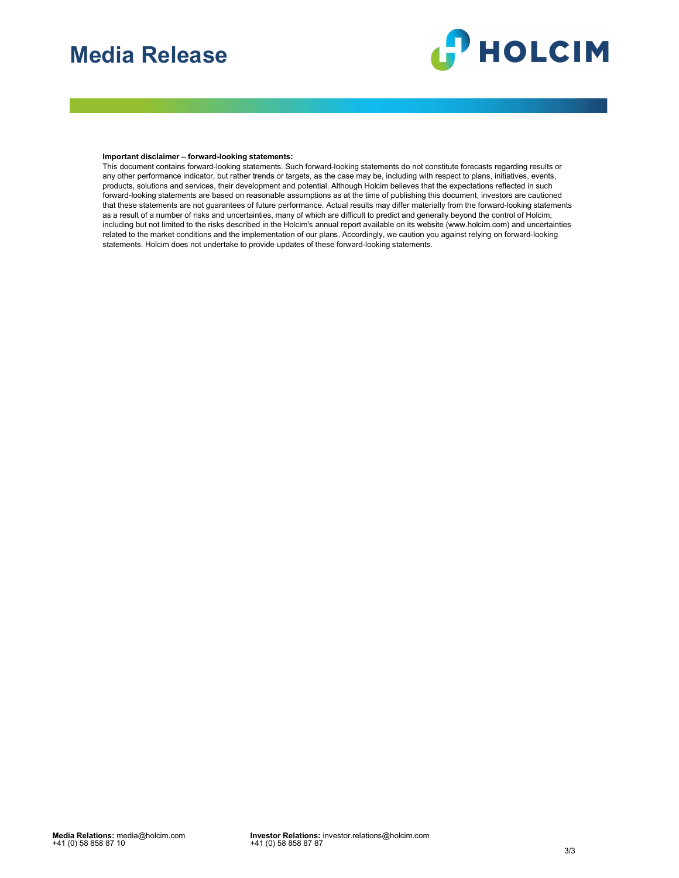**Important disclaimer – forward-looking statements:**

This document contains forward-looking statements. Such forward-looking statements do not constitute forecasts regarding results or any other performance indicator, but rather trends or targets, as the case may be, including with respect to plans, initiatives, events, products, solutions and services, their development and potential. Although Holcim believes that the expectations reflected in such forward-looking statements are based on reasonable assumptions as at the time of publishing this document, investors are cautioned that these statements are not guarantees of future performance. Actual results may differ materially from the forward-looking statements as a result of a number of risks and uncertainties, many of which are difficult to predict and generally beyond the control of Holcim, including but not limited to the risks described in the Holcim's annual report available on its website (www.holcim.com) and uncertainties related to the market conditions and the implementation of our plans. Accordingly, we caution you against relying on forward-looking statements. Holcim does not undertake to provide updates of these forward-looking statements.